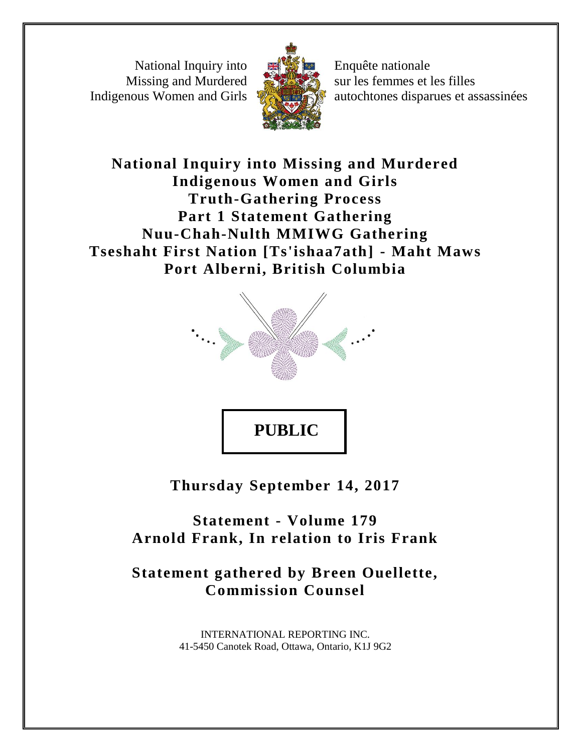National Inquiry into Missing and Murdered Indigenous Women and Girls

Enquête nationale sur les femmes et les filles autochtones disparues et assassinées

# National Inquiry into Missing and Murdered Indigenous Women and Girls Truth-Gathering Process Part 1 Statement Gathering Nuu-Chah-Nulth MMIWG Gathering Tseshaht First Nation [Ts'ishaa7ath] - Maht Maws Port Alberni, British Columbia

**PUBLIC**

**Thursday September 14, 2017**

**Statement - Volume 179**
**Arnold Frank, In relation to Iris Frank**

**Statement gathered by Breen Ouellette, Commission Counsel**

INTERNATIONAL REPORTING INC.
41-5450 Canotek Road, Ottawa, Ontario, K1J 9G2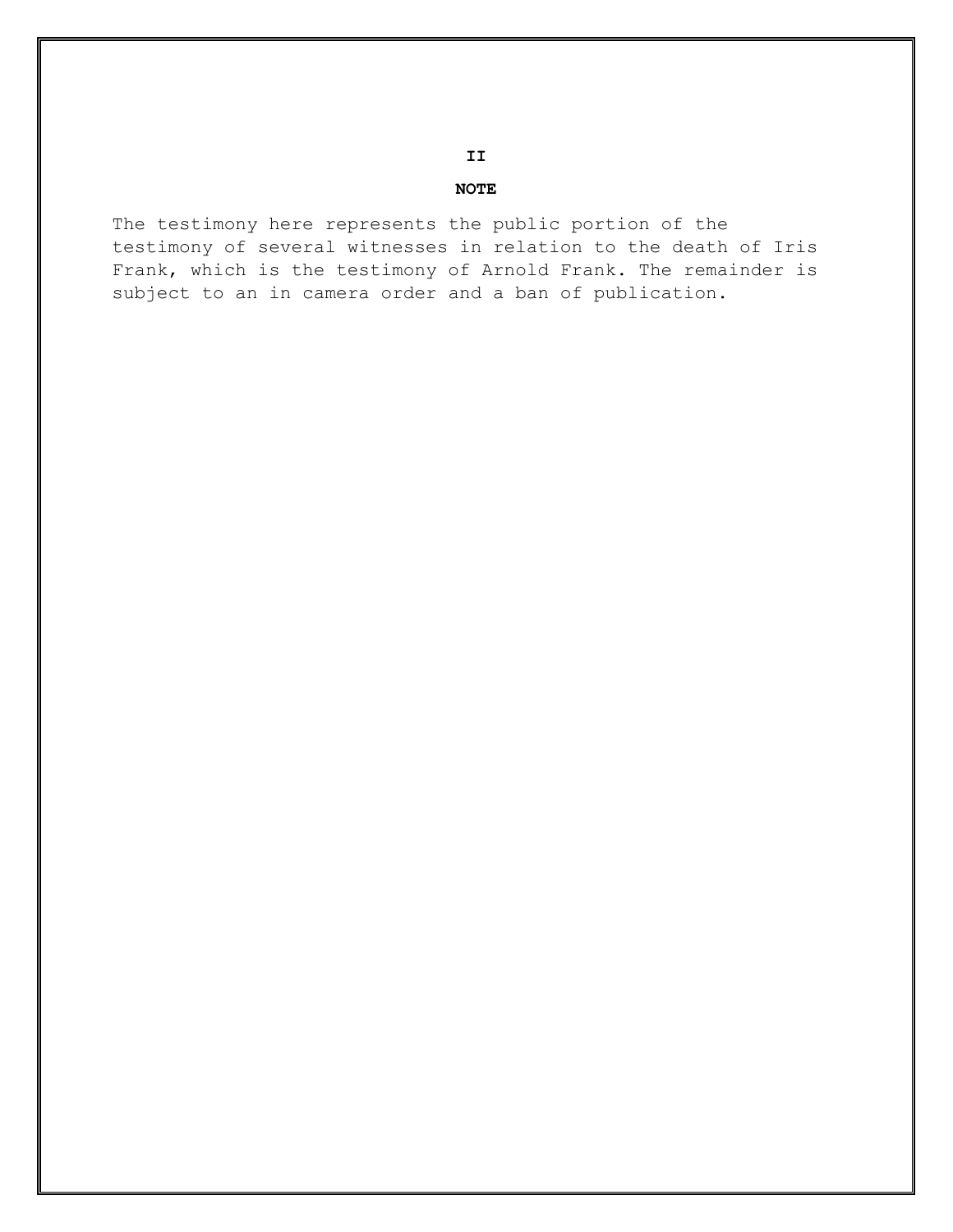## II

## NOTE

The testimony here represents the public portion of the testimony of several witnesses in relation to the death of Iris Frank, which is the testimony of Arnold Frank. The remainder is subject to an in camera order and a ban of publication.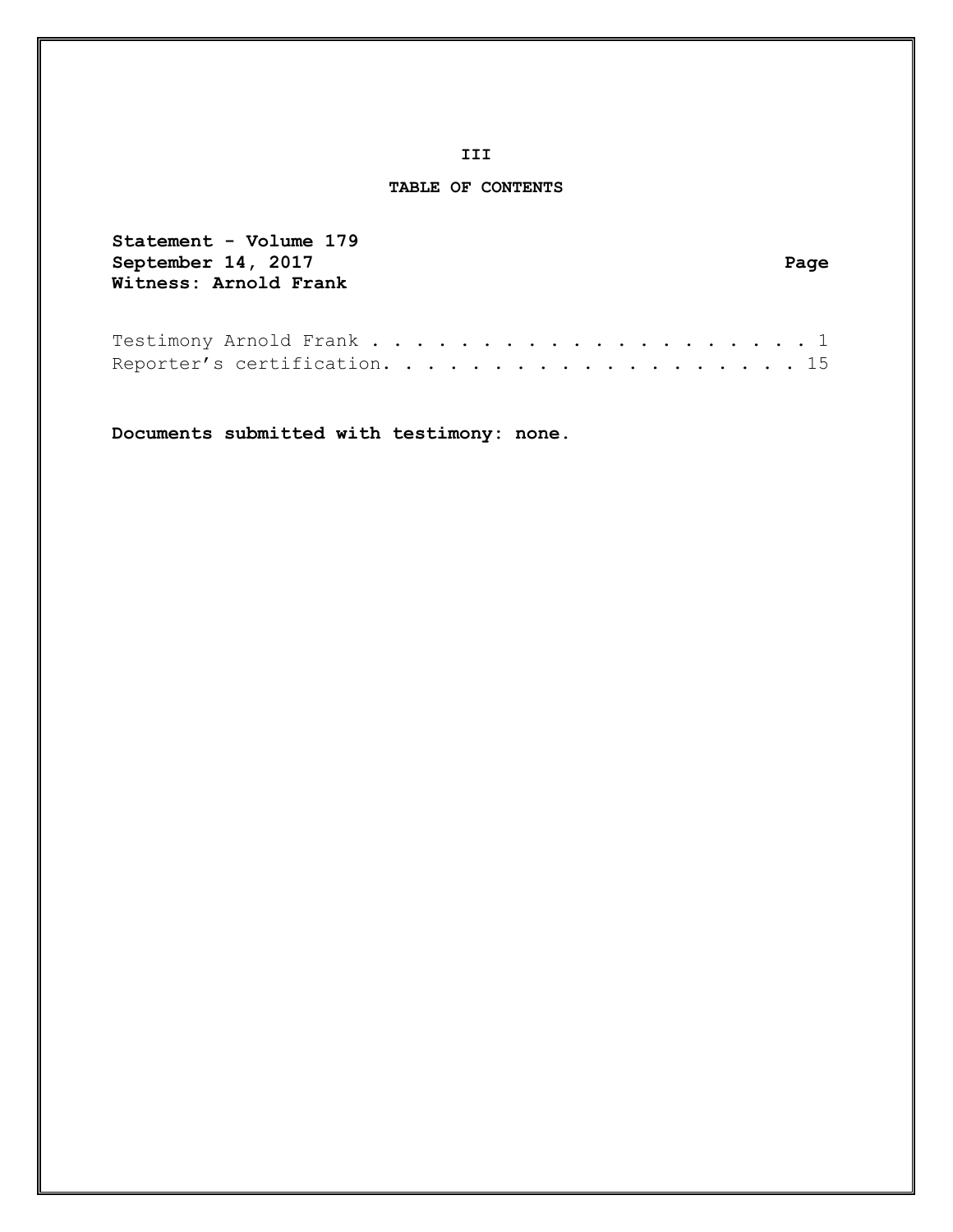## TABLE OF CONTENTS

**Statement - Volume 179**
**September 14, 2017**
**Witness: Arnold Frank**

| | Page |
|---|---|
| Testimony Arnold Frank | 1 |
| Reporter's certification | 15 |

**Documents submitted with testimony: none.**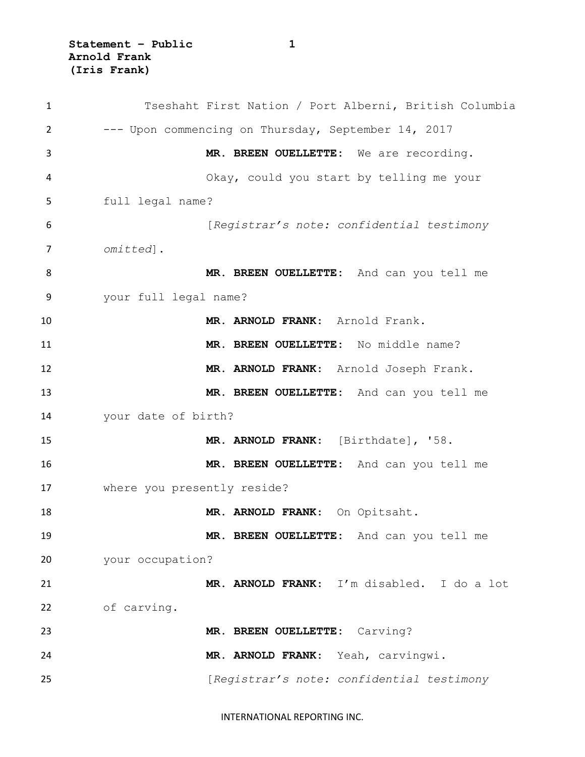Tseshaht First Nation / Port Alberni, British Columbia

--- Upon commencing on Thursday, September 14, 2017

**MR. BREEN OUELLETTE:** We are recording.

Okay, could you start by telling me your full legal name?

[*Registrar's note: confidential testimony omitted*].

**MR. BREEN OUELLETTE:** And can you tell me your full legal name?

**MR. ARNOLD FRANK:** Arnold Frank.

**MR. BREEN OUELLETTE:** No middle name?

**MR. ARNOLD FRANK:** Arnold Joseph Frank.

**MR. BREEN OUELLETTE:** And can you tell me your date of birth?

**MR. ARNOLD FRANK:** [Birthdate], '58.

**MR. BREEN OUELLETTE:** And can you tell me where you presently reside?

**MR. ARNOLD FRANK:** On Opitsaht.

**MR. BREEN OUELLETTE:** And can you tell me your occupation?

**MR. ARNOLD FRANK:** I'm disabled. I do a lot of carving.

**MR. BREEN OUELLETTE:** Carving?

**MR. ARNOLD FRANK:** Yeah, carvingwi.

[*Registrar's note: confidential testimony*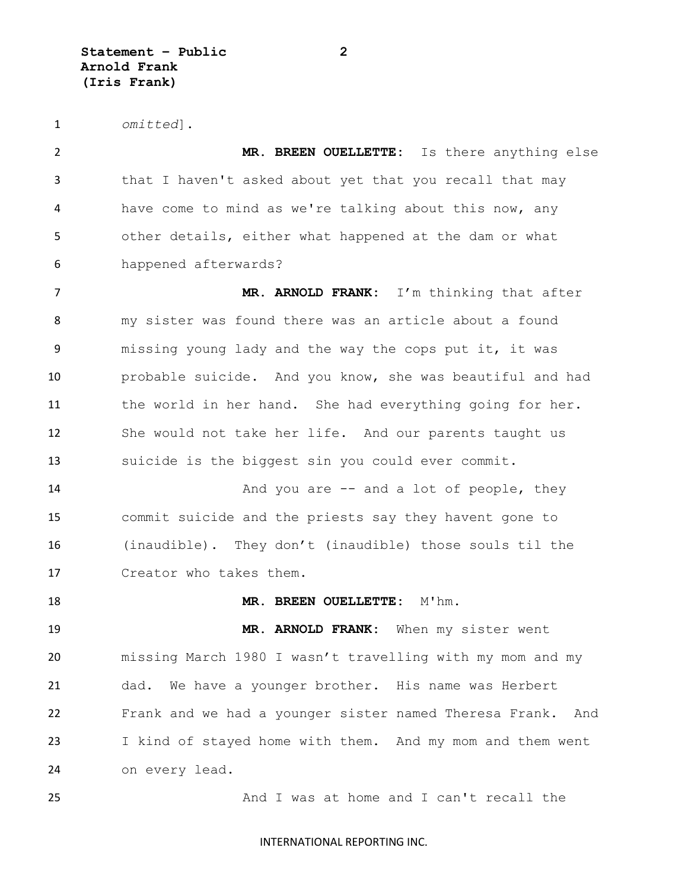*omitted*].

**MR. BREEN OUELLETTE:** Is there anything else that I haven't asked about yet that you recall that may have come to mind as we're talking about this now, any other details, either what happened at the dam or what happened afterwards?

**MR. ARNOLD FRANK:** I'm thinking that after my sister was found there was an article about a found missing young lady and the way the cops put it, it was probable suicide. And you know, she was beautiful and had the world in her hand. She had everything going for her. She would not take her life. And our parents taught us suicide is the biggest sin you could ever commit.

And you are -- and a lot of people, they commit suicide and the priests say they havent gone to (inaudible). They don't (inaudible) those souls til the Creator who takes them.

**MR. BREEN OUELLETTE:** M'hm.

**MR. ARNOLD FRANK:** When my sister went missing March 1980 I wasn't travelling with my mom and my dad. We have a younger brother. His name was Herbert Frank and we had a younger sister named Theresa Frank. And I kind of stayed home with them. And my mom and them went on every lead.

And I was at home and I can't recall the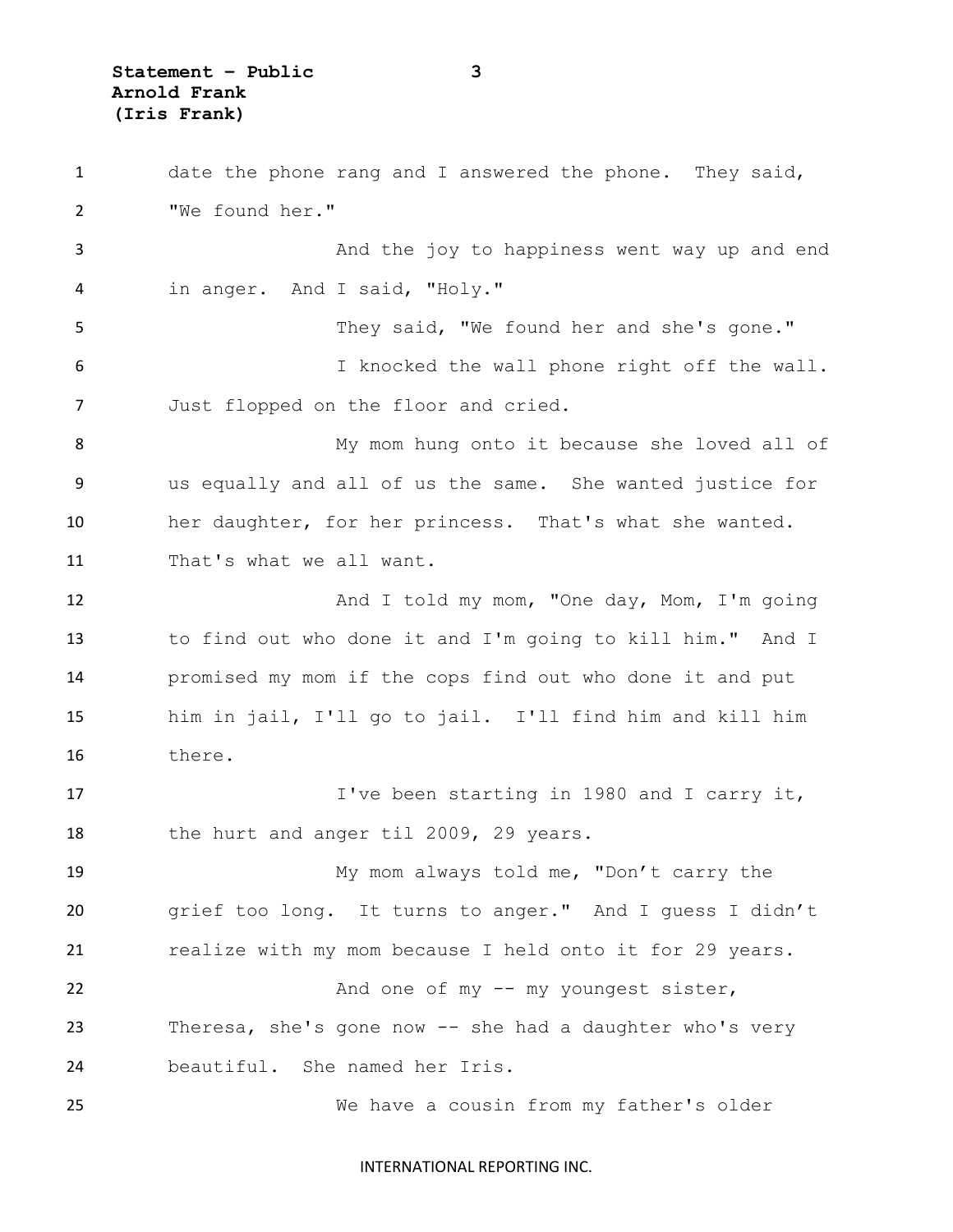date the phone rang and I answered the phone. They said, "We found her."

And the joy to happiness went way up and end in anger. And I said, "Holy."

They said, "We found her and she's gone."

I knocked the wall phone right off the wall. Just flopped on the floor and cried.

My mom hung onto it because she loved all of us equally and all of us the same. She wanted justice for her daughter, for her princess. That's what she wanted. That's what we all want.

And I told my mom, "One day, Mom, I'm going to find out who done it and I'm going to kill him." And I promised my mom if the cops find out who done it and put him in jail, I'll go to jail. I'll find him and kill him there.

I've been starting in 1980 and I carry it, the hurt and anger til 2009, 29 years.

My mom always told me, "Don't carry the grief too long. It turns to anger." And I guess I didn't realize with my mom because I held onto it for 29 years.

And one of my -- my youngest sister, Theresa, she's gone now -- she had a daughter who's very beautiful. She named her Iris.

We have a cousin from my father's older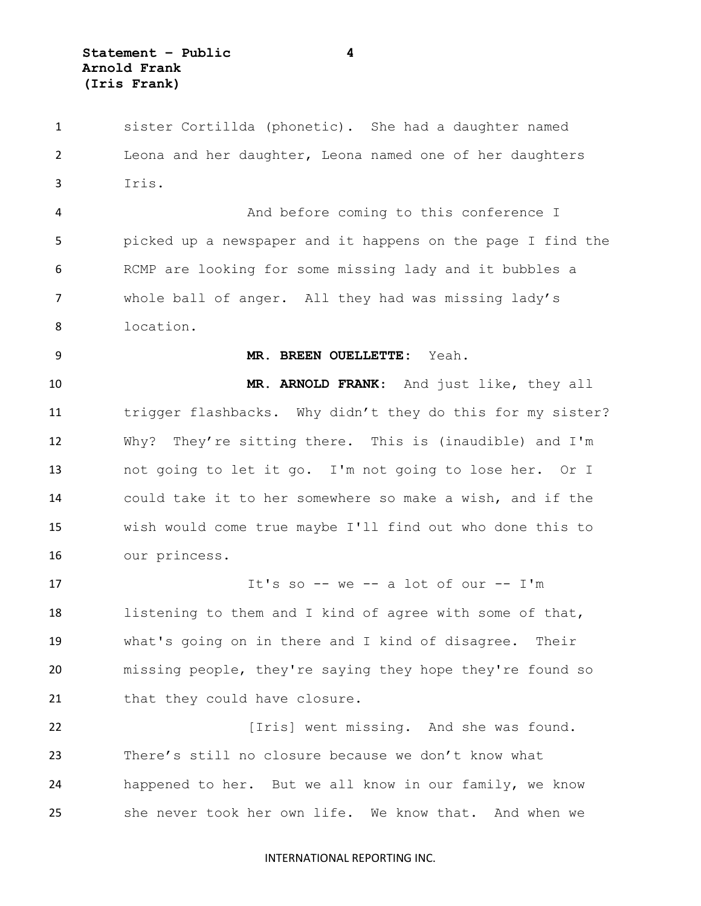sister Cortillda (phonetic). She had a daughter named Leona and her daughter, Leona named one of her daughters Iris.

And before coming to this conference I picked up a newspaper and it happens on the page I find the RCMP are looking for some missing lady and it bubbles a whole ball of anger. All they had was missing lady's location.

**MR. BREEN OUELLETTE:** Yeah.

**MR. ARNOLD FRANK:** And just like, they all trigger flashbacks. Why didn't they do this for my sister? Why? They're sitting there. This is (inaudible) and I'm not going to let it go. I'm not going to lose her. Or I could take it to her somewhere so make a wish, and if the wish would come true maybe I'll find out who done this to our princess.

It's so -- we -- a lot of our -- I'm listening to them and I kind of agree with some of that, what's going on in there and I kind of disagree. Their missing people, they're saying they hope they're found so that they could have closure.

[Iris] went missing. And she was found. There's still no closure because we don't know what happened to her. But we all know in our family, we know she never took her own life. We know that. And when we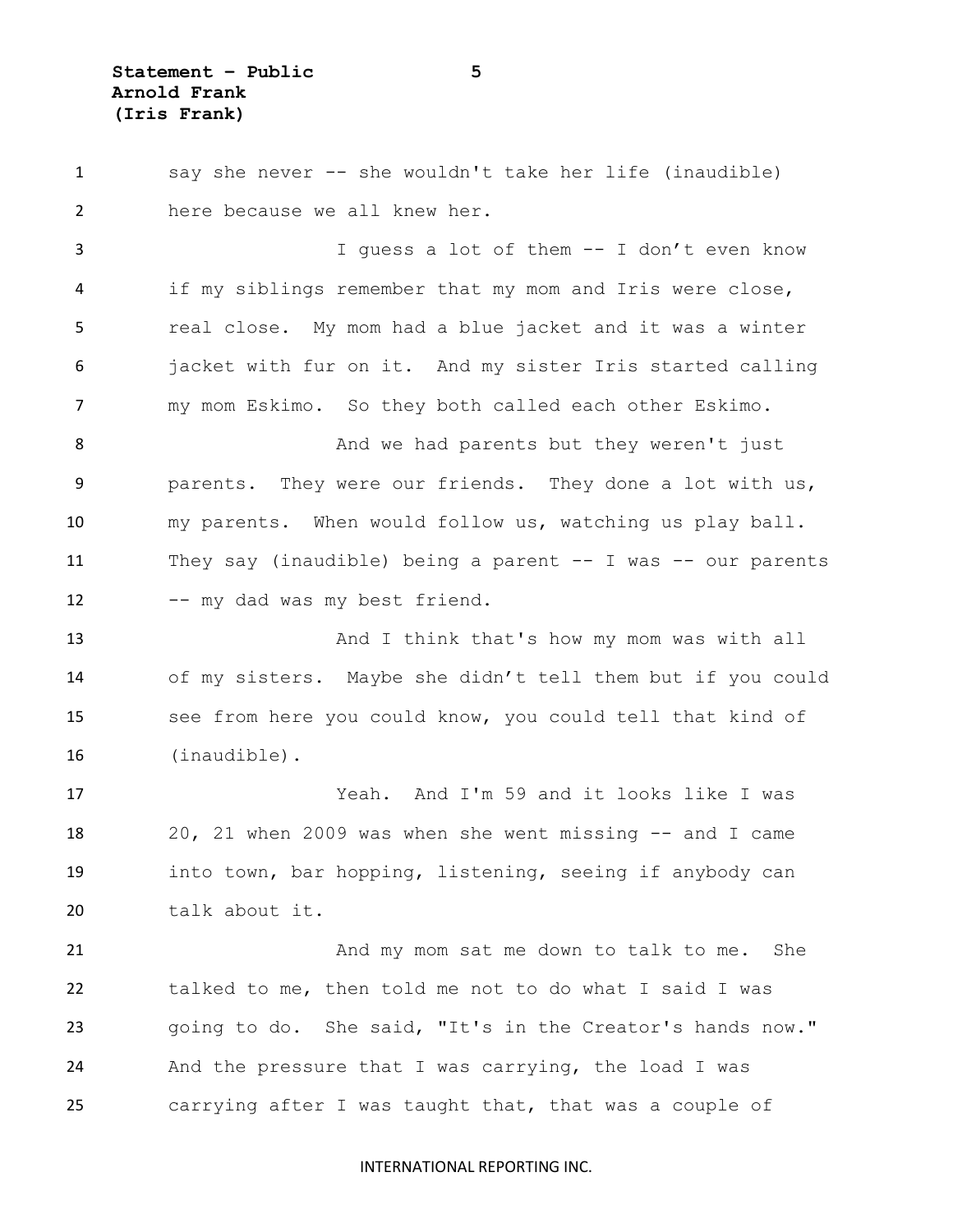say she never -- she wouldn't take her life (inaudible) here because we all knew her.

I guess a lot of them -- I don't even know if my siblings remember that my mom and Iris were close, real close. My mom had a blue jacket and it was a winter jacket with fur on it. And my sister Iris started calling my mom Eskimo. So they both called each other Eskimo.

And we had parents but they weren't just parents. They were our friends. They done a lot with us, my parents. When would follow us, watching us play ball. They say (inaudible) being a parent -- I was -- our parents -- my dad was my best friend.

And I think that's how my mom was with all of my sisters. Maybe she didn't tell them but if you could see from here you could know, you could tell that kind of (inaudible).

Yeah. And I'm 59 and it looks like I was 20, 21 when 2009 was when she went missing -- and I came into town, bar hopping, listening, seeing if anybody can talk about it.

And my mom sat me down to talk to me. She talked to me, then told me not to do what I said I was going to do. She said, "It's in the Creator's hands now." And the pressure that I was carrying, the load I was carrying after I was taught that, that was a couple of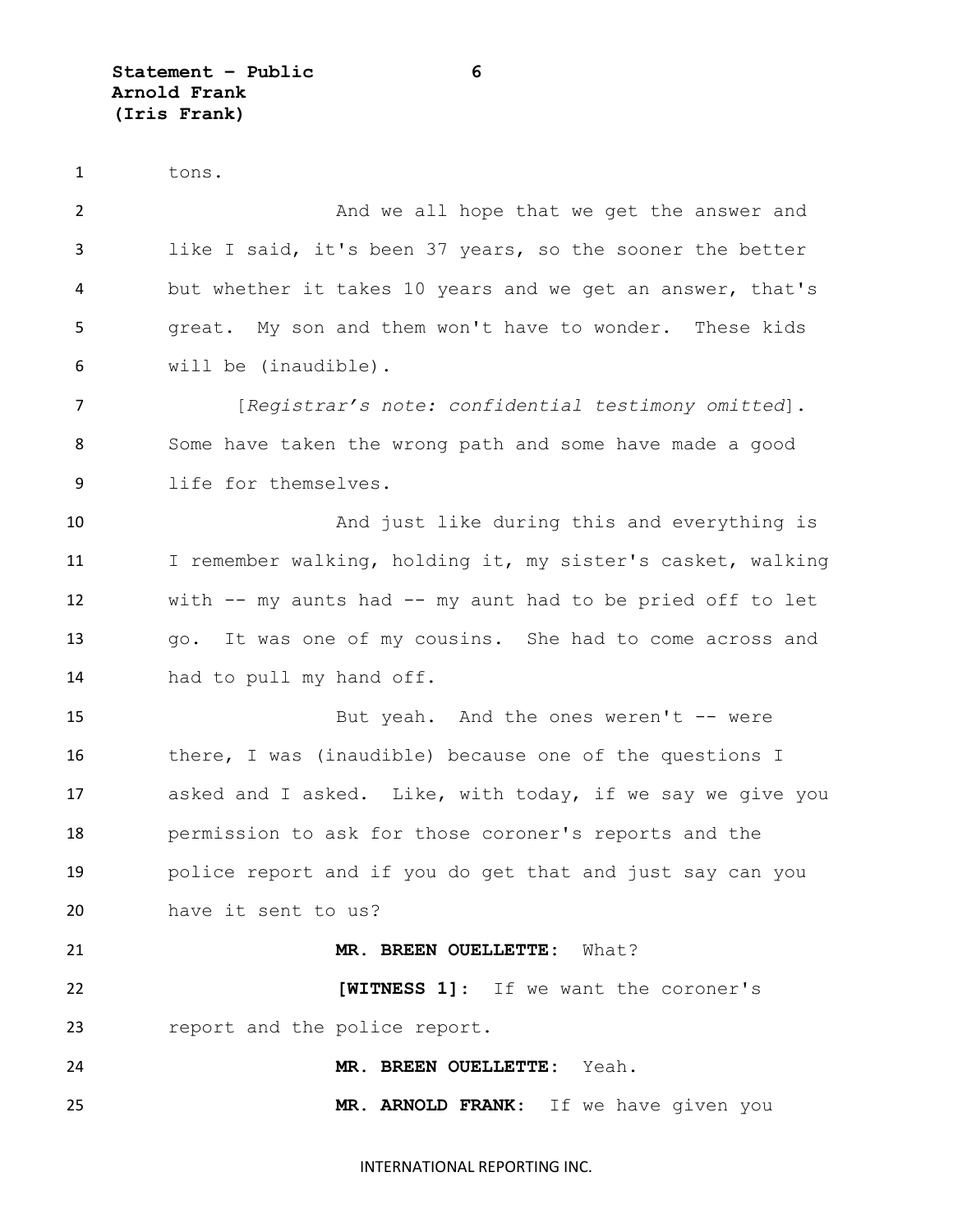tons.

And we all hope that we get the answer and like I said, it's been 37 years, so the sooner the better but whether it takes 10 years and we get an answer, that's great. My son and them won't have to wonder. These kids will be (inaudible).

[*Registrar's note: confidential testimony omitted*]. Some have taken the wrong path and some have made a good life for themselves.

And just like during this and everything is I remember walking, holding it, my sister's casket, walking with -- my aunts had -- my aunt had to be pried off to let go. It was one of my cousins. She had to come across and had to pull my hand off.

But yeah. And the ones weren't -- were there, I was (inaudible) because one of the questions I asked and I asked. Like, with today, if we say we give you permission to ask for those coroner's reports and the police report and if you do get that and just say can you have it sent to us?

**MR. BREEN OUELLETTE:** What?

**[WITNESS 1]:** If we want the coroner's report and the police report.

**MR. BREEN OUELLETTE:** Yeah.

**MR. ARNOLD FRANK:** If we have given you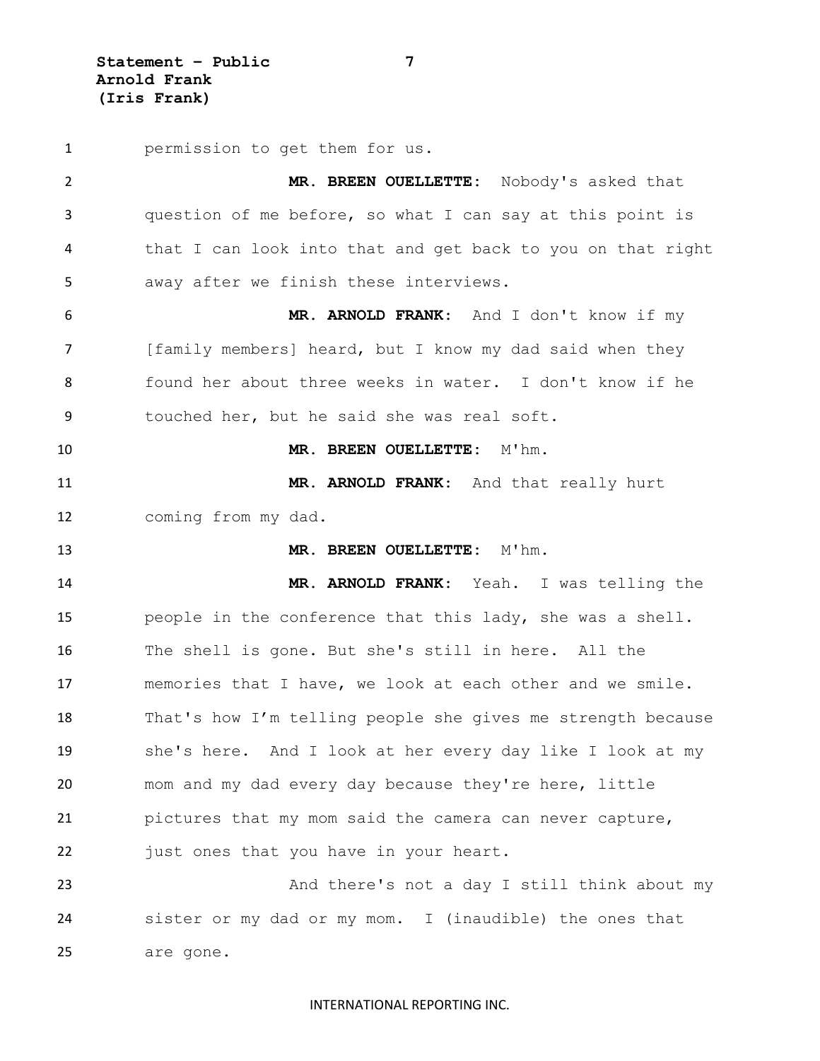permission to get them for us.

**MR. BREEN OUELLETTE:** Nobody's asked that question of me before, so what I can say at this point is that I can look into that and get back to you on that right away after we finish these interviews.

**MR. ARNOLD FRANK:** And I don't know if my [family members] heard, but I know my dad said when they found her about three weeks in water. I don't know if he touched her, but he said she was real soft.

**MR. BREEN OUELLETTE:** M'hm.

**MR. ARNOLD FRANK:** And that really hurt coming from my dad.

**MR. BREEN OUELLETTE:** M'hm.

**MR. ARNOLD FRANK:** Yeah. I was telling the people in the conference that this lady, she was a shell. The shell is gone. But she's still in here. All the memories that I have, we look at each other and we smile. That's how I'm telling people she gives me strength because she's here. And I look at her every day like I look at my mom and my dad every day because they're here, little pictures that my mom said the camera can never capture, just ones that you have in your heart.

And there's not a day I still think about my sister or my dad or my mom. I (inaudible) the ones that are gone.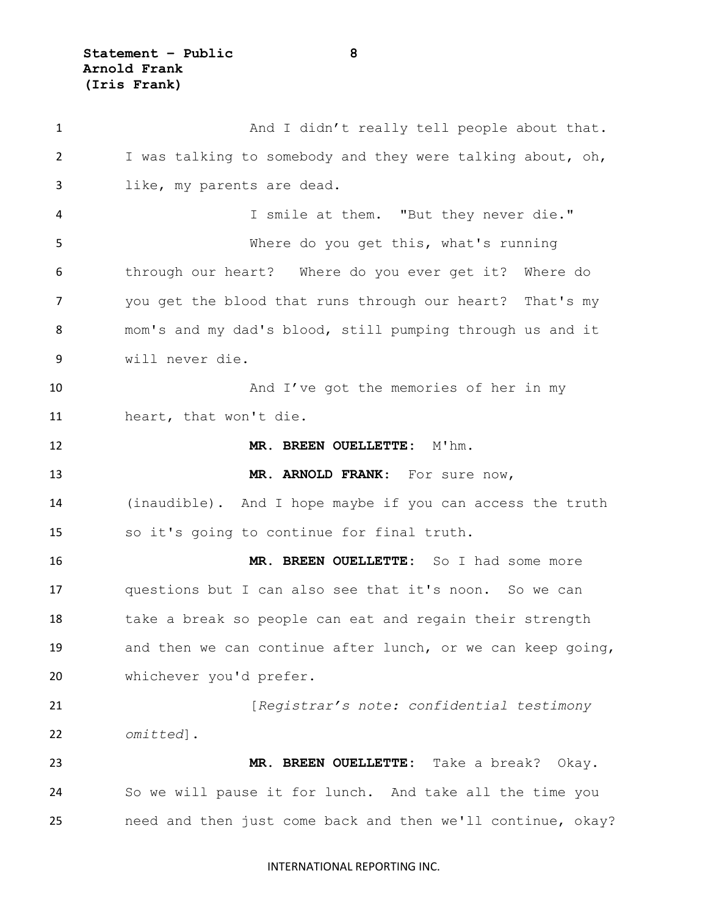And I didn't really tell people about that. I was talking to somebody and they were talking about, oh, like, my parents are dead.

I smile at them. "But they never die."

Where do you get this, what's running through our heart? Where do you ever get it? Where do you get the blood that runs through our heart? That's my mom's and my dad's blood, still pumping through us and it will never die.

And I've got the memories of her in my heart, that won't die.

**MR. BREEN OUELLETTE:** M'hm.

**MR. ARNOLD FRANK:** For sure now, (inaudible). And I hope maybe if you can access the truth so it's going to continue for final truth.

**MR. BREEN OUELLETTE:** So I had some more questions but I can also see that it's noon. So we can take a break so people can eat and regain their strength and then we can continue after lunch, or we can keep going, whichever you'd prefer.

[*Registrar's note: confidential testimony omitted*].

**MR. BREEN OUELLETTE:** Take a break? Okay. So we will pause it for lunch. And take all the time you need and then just come back and then we'll continue, okay?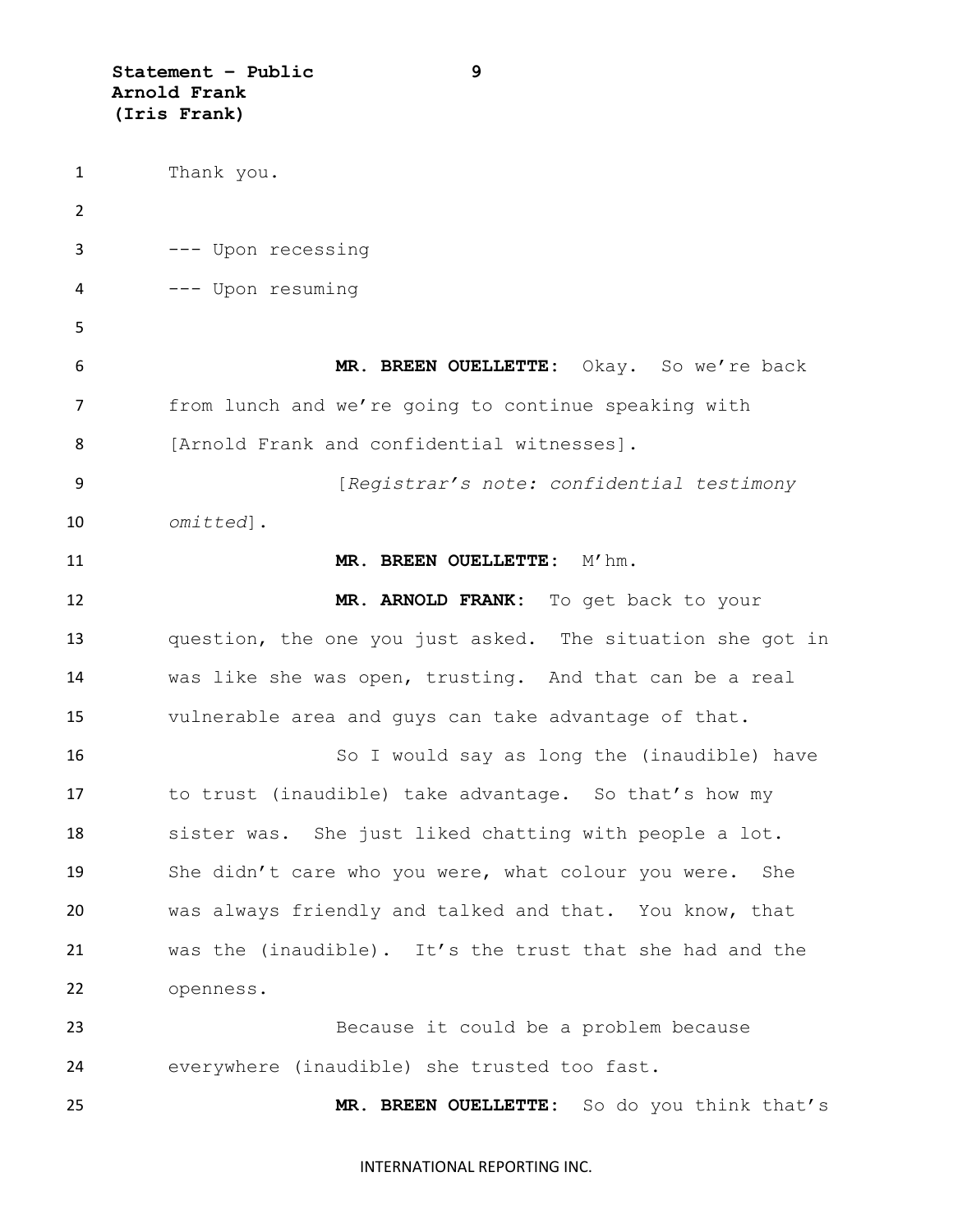Thank you.

--- Upon recessing

--- Upon resuming

**MR. BREEN OUELLETTE:** Okay. So we're back from lunch and we're going to continue speaking with [Arnold Frank and confidential witnesses].

[*Registrar's note: confidential testimony omitted*].

**MR. BREEN OUELLETTE:** M'hm.

**MR. ARNOLD FRANK:** To get back to your question, the one you just asked. The situation she got in was like she was open, trusting. And that can be a real vulnerable area and guys can take advantage of that.

So I would say as long the (inaudible) have to trust (inaudible) take advantage. So that's how my sister was. She just liked chatting with people a lot. She didn't care who you were, what colour you were. She was always friendly and talked and that. You know, that was the (inaudible). It's the trust that she had and the openness.

Because it could be a problem because everywhere (inaudible) she trusted too fast.

**MR. BREEN OUELLETTE:** So do you think that's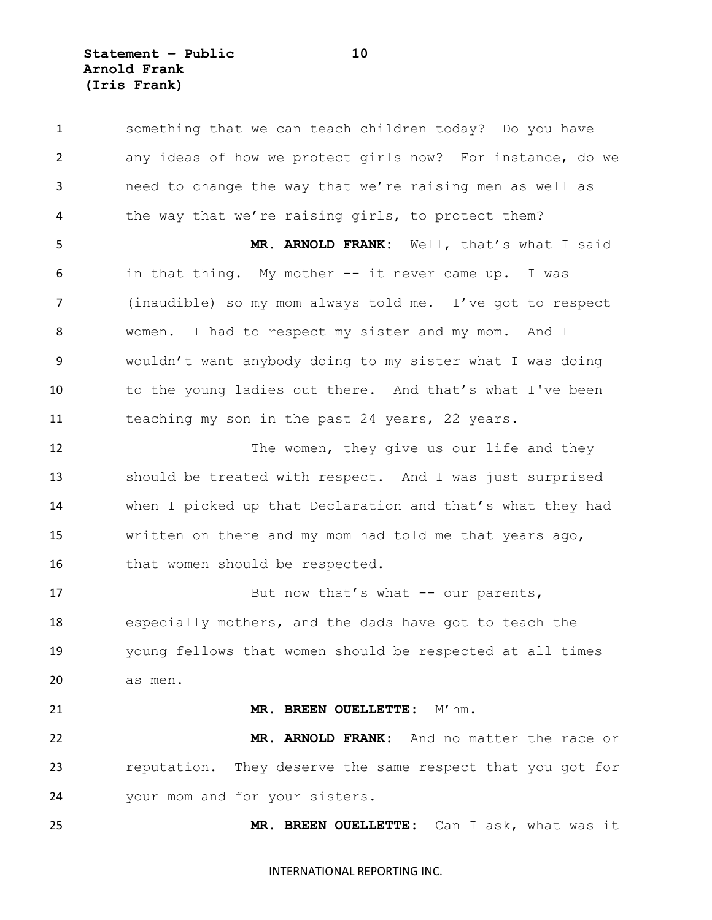something that we can teach children today? Do you have any ideas of how we protect girls now? For instance, do we need to change the way that we're raising men as well as the way that we're raising girls, to protect them?

**MR. ARNOLD FRANK:** Well, that's what I said in that thing. My mother -- it never came up. I was (inaudible) so my mom always told me. I've got to respect women. I had to respect my sister and my mom. And I wouldn't want anybody doing to my sister what I was doing to the young ladies out there. And that's what I've been teaching my son in the past 24 years, 22 years.

The women, they give us our life and they should be treated with respect. And I was just surprised when I picked up that Declaration and that's what they had written on there and my mom had told me that years ago, that women should be respected.

But now that's what -- our parents, especially mothers, and the dads have got to teach the young fellows that women should be respected at all times as men.

**MR. BREEN OUELLETTE:** M'hm.

**MR. ARNOLD FRANK:** And no matter the race or reputation. They deserve the same respect that you got for your mom and for your sisters.

**MR. BREEN OUELLETTE:** Can I ask, what was it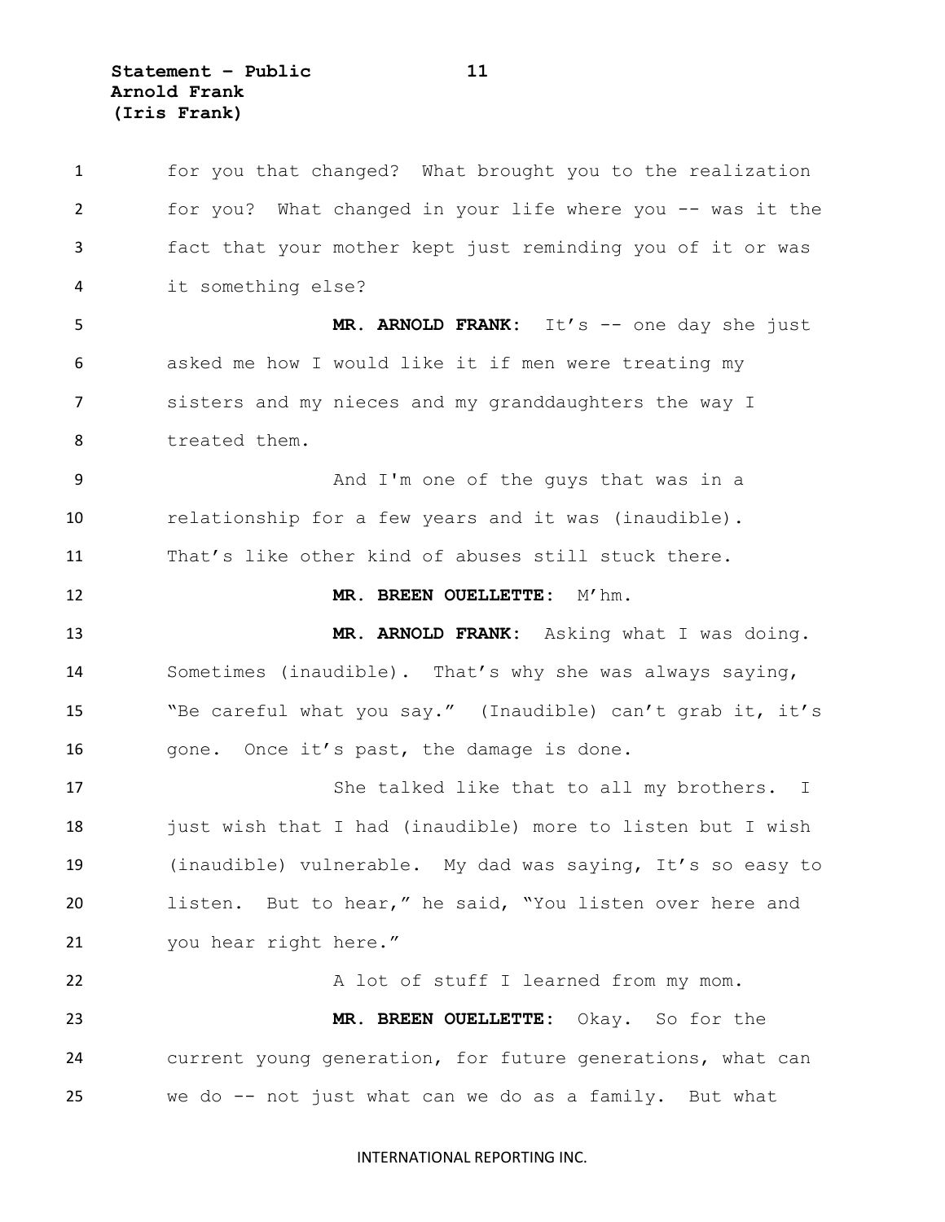for you that changed? What brought you to the realization for you? What changed in your life where you -- was it the fact that your mother kept just reminding you of it or was it something else?

**MR. ARNOLD FRANK:** It's -- one day she just asked me how I would like it if men were treating my sisters and my nieces and my granddaughters the way I treated them.

And I'm one of the guys that was in a relationship for a few years and it was (inaudible). That's like other kind of abuses still stuck there.

**MR. BREEN OUELLETTE:** M'hm.

**MR. ARNOLD FRANK:** Asking what I was doing. Sometimes (inaudible). That's why she was always saying, "Be careful what you say." (Inaudible) can't grab it, it's gone. Once it's past, the damage is done.

She talked like that to all my brothers. I just wish that I had (inaudible) more to listen but I wish (inaudible) vulnerable. My dad was saying, It's so easy to listen. But to hear," he said, "You listen over here and you hear right here."

A lot of stuff I learned from my mom.

**MR. BREEN OUELLETTE:** Okay. So for the current young generation, for future generations, what can we do -- not just what can we do as a family. But what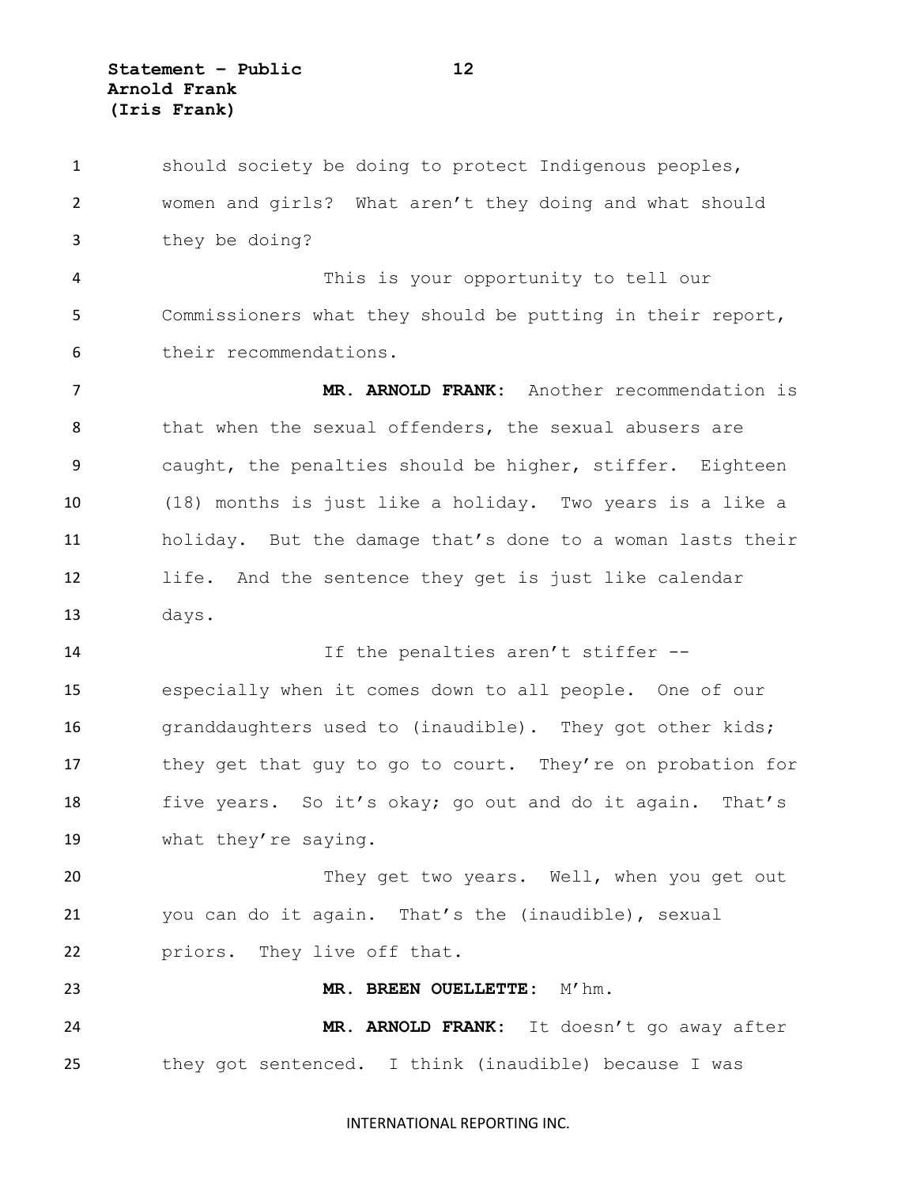should society be doing to protect Indigenous peoples, women and girls? What aren't they doing and what should they be doing?

This is your opportunity to tell our Commissioners what they should be putting in their report, their recommendations.

**MR. ARNOLD FRANK:** Another recommendation is that when the sexual offenders, the sexual abusers are caught, the penalties should be higher, stiffer. Eighteen (18) months is just like a holiday. Two years is a like a holiday. But the damage that's done to a woman lasts their life. And the sentence they get is just like calendar days.

If the penalties aren't stiffer -- especially when it comes down to all people. One of our granddaughters used to (inaudible). They got other kids; they get that guy to go to court. They're on probation for five years. So it's okay; go out and do it again. That's what they're saying.

They get two years. Well, when you get out you can do it again. That's the (inaudible), sexual priors. They live off that.

**MR. BREEN OUELLETTE:** M'hm.

**MR. ARNOLD FRANK:** It doesn't go away after they got sentenced. I think (inaudible) because I was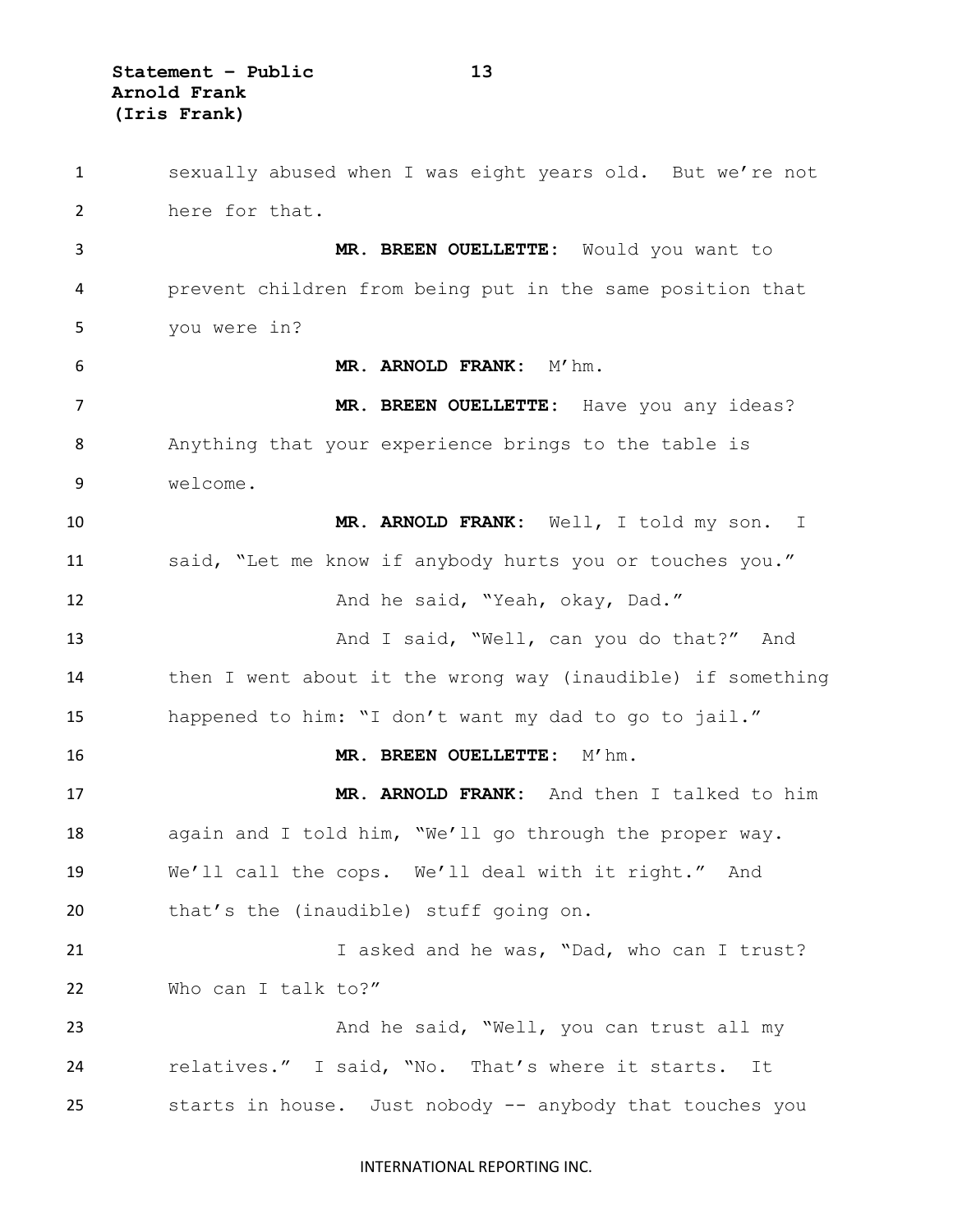sexually abused when I was eight years old. But we're not here for that.

**MR. BREEN OUELLETTE:** Would you want to prevent children from being put in the same position that you were in?

**MR. ARNOLD FRANK:** M'hm.

**MR. BREEN OUELLETTE:** Have you any ideas? Anything that your experience brings to the table is welcome.

**MR. ARNOLD FRANK:** Well, I told my son. I said, "Let me know if anybody hurts you or touches you."

And he said, "Yeah, okay, Dad."

And I said, "Well, can you do that?" And then I went about it the wrong way (inaudible) if something happened to him: "I don't want my dad to go to jail."

**MR. BREEN OUELLETTE:** M'hm.

**MR. ARNOLD FRANK:** And then I talked to him again and I told him, "We'll go through the proper way. We'll call the cops. We'll deal with it right." And that's the (inaudible) stuff going on.

I asked and he was, "Dad, who can I trust? Who can I talk to?"

And he said, "Well, you can trust all my relatives." I said, "No. That's where it starts. It starts in house. Just nobody -- anybody that touches you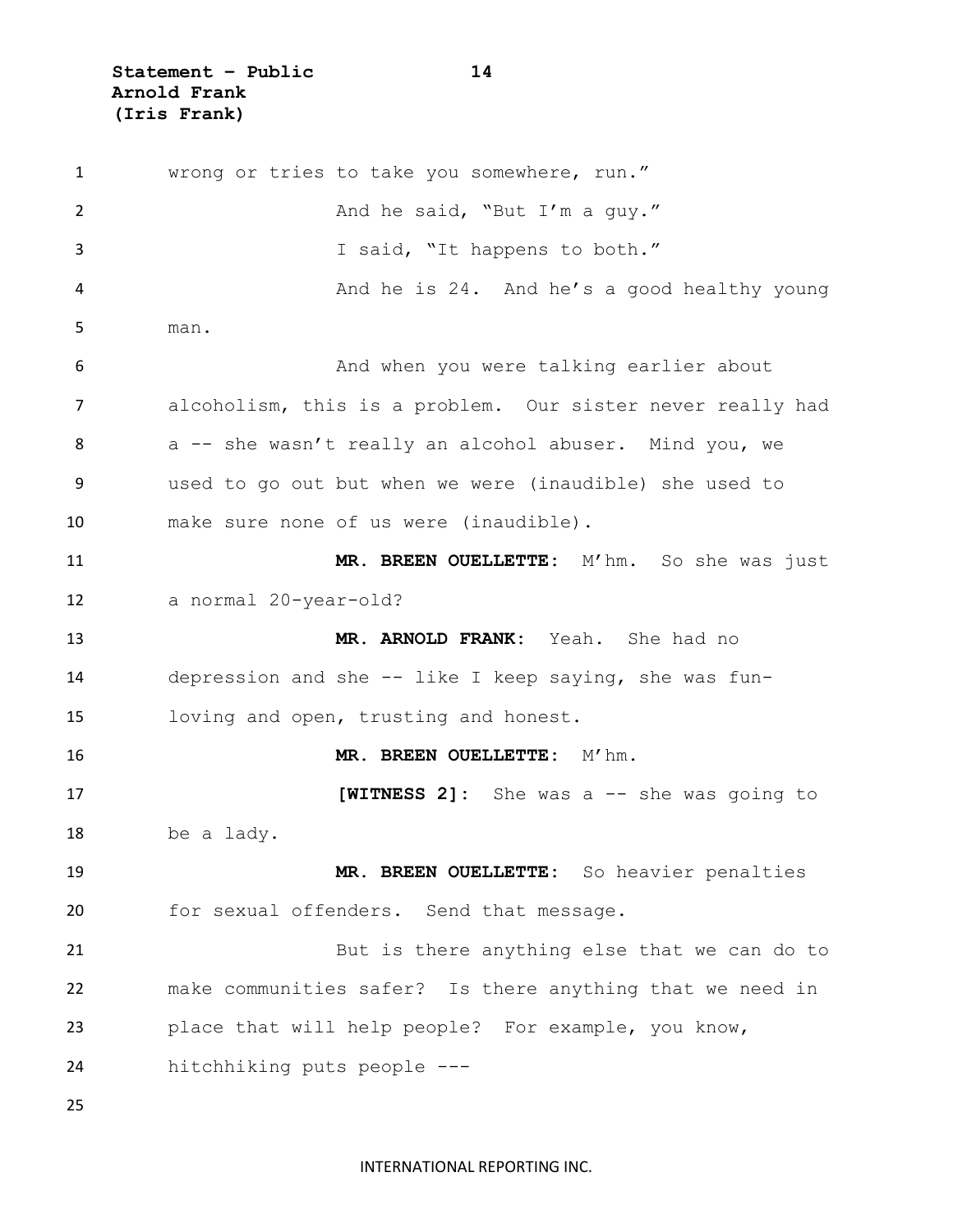wrong or tries to take you somewhere, run."

And he said, "But I'm a guy."

I said, "It happens to both."

And he is 24. And he's a good healthy young man.

And when you were talking earlier about alcoholism, this is a problem. Our sister never really had a -- she wasn't really an alcohol abuser. Mind you, we used to go out but when we were (inaudible) she used to make sure none of us were (inaudible).

**MR. BREEN OUELLETTE:** M'hm. So she was just a normal 20-year-old?

**MR. ARNOLD FRANK:** Yeah. She had no depression and she -- like I keep saying, she was fun-loving and open, trusting and honest.

**MR. BREEN OUELLETTE:** M'hm.

**[WITNESS 2]:** She was a -- she was going to be a lady.

**MR. BREEN OUELLETTE:** So heavier penalties for sexual offenders. Send that message.

But is there anything else that we can do to make communities safer? Is there anything that we need in place that will help people? For example, you know, hitchhiking puts people ---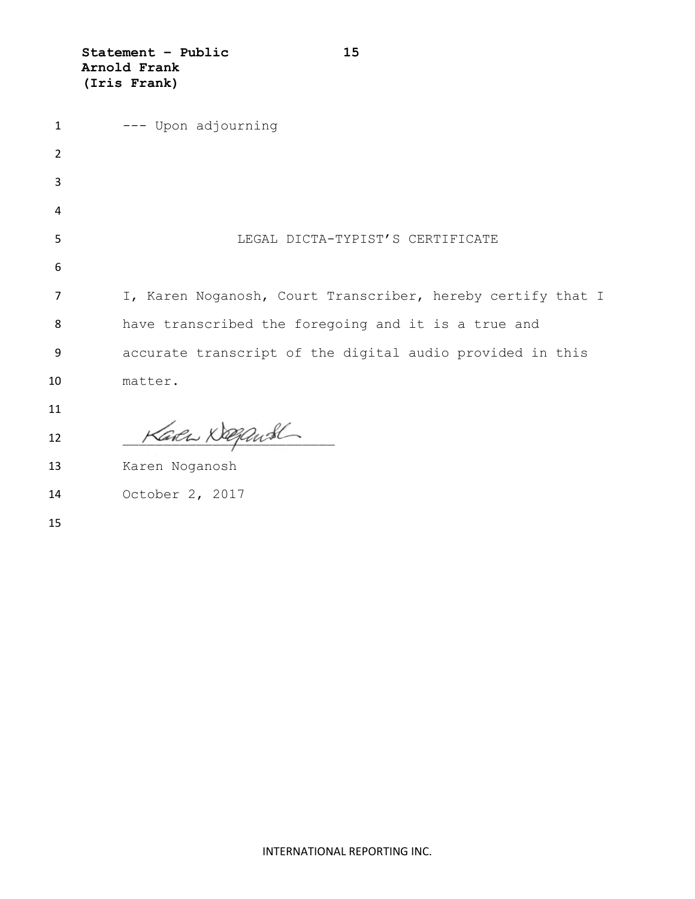--- Upon adjourning

## LEGAL DICTA-TYPIST'S CERTIFICATE

I, Karen Noganosh, Court Transcriber, hereby certify that I have transcribed the foregoing and it is a true and accurate transcript of the digital audio provided in this matter.

\_\_\_\_\_\_\_\_\_\_\_\_\_\_\_\_\_\_\_\_\_\_\_\_\_\_

Karen Noganosh

October 2, 2017